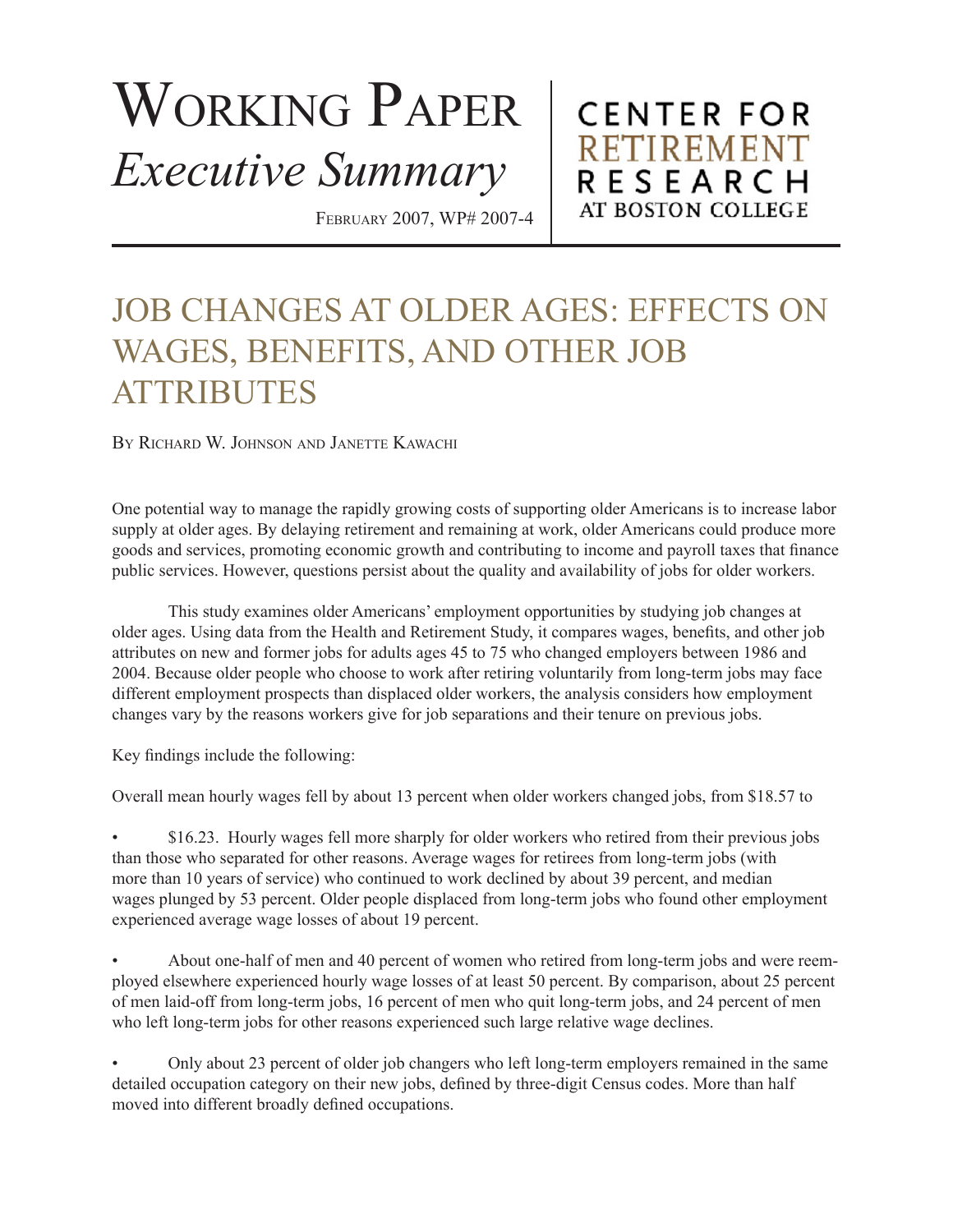# Working Paper

*Executive Summary*

February 2007, WP# 2007-4

CENTER FOR RETIREMENT RESEARCH AT BOSTON COLLEGE

## JOB CHANGES AT OLDER AGES: EFFECTS ON WAGES, BENEFITS, AND OTHER JOB ATTRIBUTES

By Richard W. Johnson and Janette Kawachi

One potential way to manage the rapidly growing costs of supporting older Americans is to increase labor supply at older ages. By delaying retirement and remaining at work, older Americans could produce more goods and services, promoting economic growth and contributing to income and payroll taxes that finance public services. However, questions persist about the quality and availability of jobs for older workers.

This study examines older Americans' employment opportunities by studying job changes at older ages. Using data from the Health and Retirement Study, it compares wages, benefits, and other job attributes on new and former jobs for adults ages 45 to 75 who changed employers between 1986 and 2004. Because older people who choose to work after retiring voluntarily from long-term jobs may face different employment prospects than displaced older workers, the analysis considers how employment changes vary by the reasons workers give for job separations and their tenure on previous jobs.

Key findings include the following:

Overall mean hourly wages fell by about 13 percent when older workers changed jobs, from $18.57 to

- $16.23. Hourly wages fell more sharply for older workers who retired from their previous jobs than those who separated for other reasons. Average wages for retirees from long-term jobs (with more than 10 years of service) who continued to work declined by about 39 percent, and median wages plunged by 53 percent. Older people displaced from long-term jobs who found other employment experienced average wage losses of about 19 percent.

- About one-half of men and 40 percent of women who retired from long-term jobs and were reemployed elsewhere experienced hourly wage losses of at least 50 percent. By comparison, about 25 percent of men laid-off from long-term jobs, 16 percent of men who quit long-term jobs, and 24 percent of men who left long-term jobs for other reasons experienced such large relative wage declines.

- Only about 23 percent of older job changers who left long-term employers remained in the same detailed occupation category on their new jobs, defined by three-digit Census codes. More than half moved into different broadly defined occupations.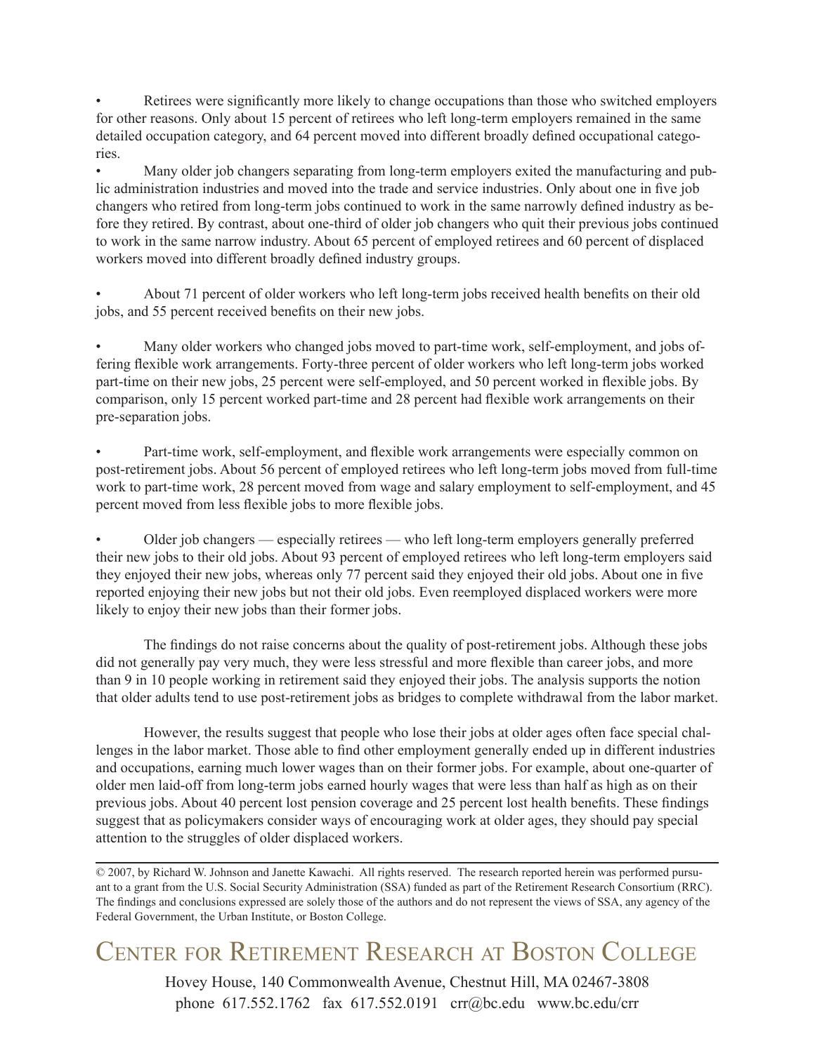- Retirees were significantly more likely to change occupations than those who switched employers for other reasons. Only about 15 percent of retirees who left long-term employers remained in the same detailed occupation category, and 64 percent moved into different broadly defined occupational categories.
- Many older job changers separating from long-term employers exited the manufacturing and public administration industries and moved into the trade and service industries. Only about one in five job changers who retired from long-term jobs continued to work in the same narrowly defined industry as before they retired. By contrast, about one-third of older job changers who quit their previous jobs continued to work in the same narrow industry. About 65 percent of employed retirees and 60 percent of displaced workers moved into different broadly defined industry groups.
- About 71 percent of older workers who left long-term jobs received health benefits on their old jobs, and 55 percent received benefits on their new jobs.
- Many older workers who changed jobs moved to part-time work, self-employment, and jobs offering flexible work arrangements. Forty-three percent of older workers who left long-term jobs worked part-time on their new jobs, 25 percent were self-employed, and 50 percent worked in flexible jobs. By comparison, only 15 percent worked part-time and 28 percent had flexible work arrangements on their pre-separation jobs.
- Part-time work, self-employment, and flexible work arrangements were especially common on post-retirement jobs. About 56 percent of employed retirees who left long-term jobs moved from full-time work to part-time work, 28 percent moved from wage and salary employment to self-employment, and 45 percent moved from less flexible jobs to more flexible jobs.
- Older job changers — especially retirees — who left long-term employers generally preferred their new jobs to their old jobs. About 93 percent of employed retirees who left long-term employers said they enjoyed their new jobs, whereas only 77 percent said they enjoyed their old jobs. About one in five reported enjoying their new jobs but not their old jobs. Even reemployed displaced workers were more likely to enjoy their new jobs than their former jobs.

The findings do not raise concerns about the quality of post-retirement jobs. Although these jobs did not generally pay very much, they were less stressful and more flexible than career jobs, and more than 9 in 10 people working in retirement said they enjoyed their jobs. The analysis supports the notion that older adults tend to use post-retirement jobs as bridges to complete withdrawal from the labor market.

However, the results suggest that people who lose their jobs at older ages often face special challenges in the labor market. Those able to find other employment generally ended up in different industries and occupations, earning much lower wages than on their former jobs. For example, about one-quarter of older men laid-off from long-term jobs earned hourly wages that were less than half as high as on their previous jobs. About 40 percent lost pension coverage and 25 percent lost health benefits. These findings suggest that as policymakers consider ways of encouraging work at older ages, they should pay special attention to the struggles of older displaced workers.

---

© 2007, by Richard W. Johnson and Janette Kawachi. All rights reserved. The research reported herein was performed pursuant to a grant from the U.S. Social Security Administration (SSA) funded as part of the Retirement Research Consortium (RRC). The findings and conclusions expressed are solely those of the authors and do not represent the views of SSA, any agency of the Federal Government, the Urban Institute, or Boston College.

# Center for Retirement Research at Boston College

Hovey House, 140 Commonwealth Avenue, Chestnut Hill, MA 02467-3808
phone 617.552.1762 fax 617.552.0191 crr@bc.edu www.bc.edu/crr